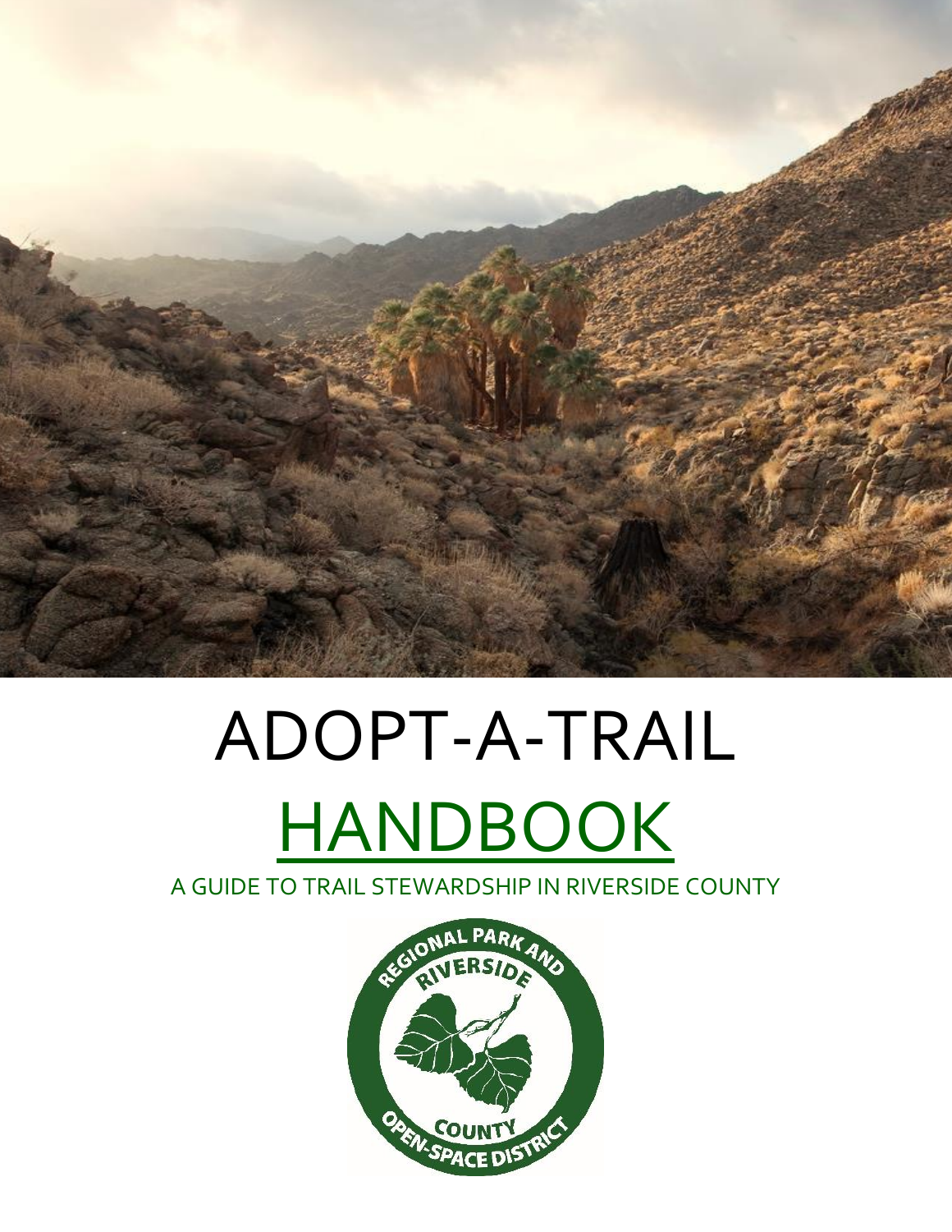# ADOPT-A-TRAIL

# HANDBOOK

A GUIDE TO TRAIL STEWARDSHIP IN RIVERSIDE COUNTY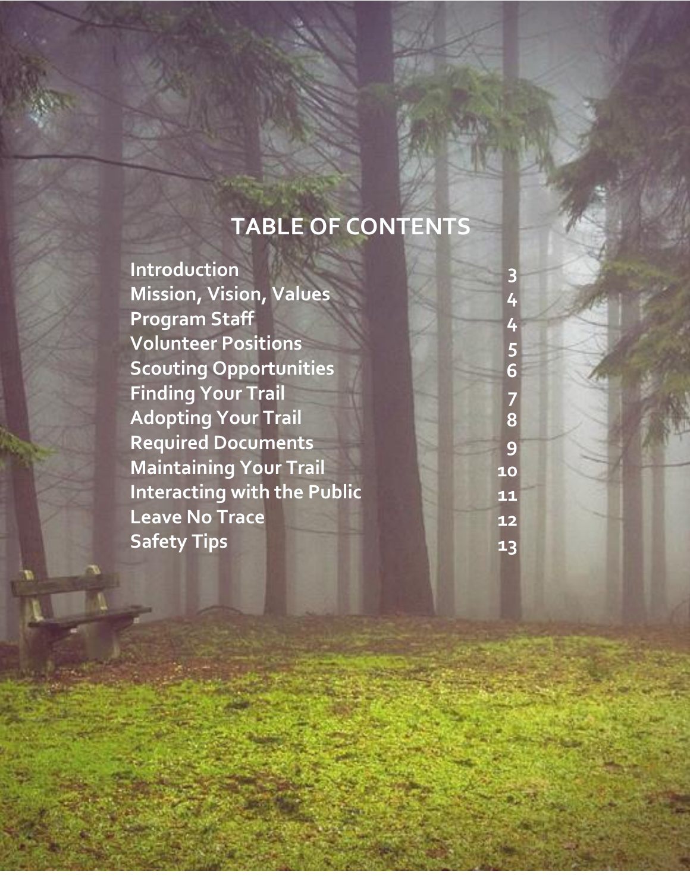# TABLE OF CONTENTS

| | |
|---|---|
| **Introduction** | **3** |
| **Mission, Vision, Values** | **4** |
| **Program Staff** | **4** |
| **Volunteer Positions** | **5** |
| **Scouting Opportunities** | **6** |
| **Finding Your Trail** | **7** |
| **Adopting Your Trail** | **8** |
| **Required Documents** | **9** |
| **Maintaining Your Trail** | **10** |
| **Interacting with the Public** | **11** |
| **Leave No Trace** | **12** |
| **Safety Tips** | **13** |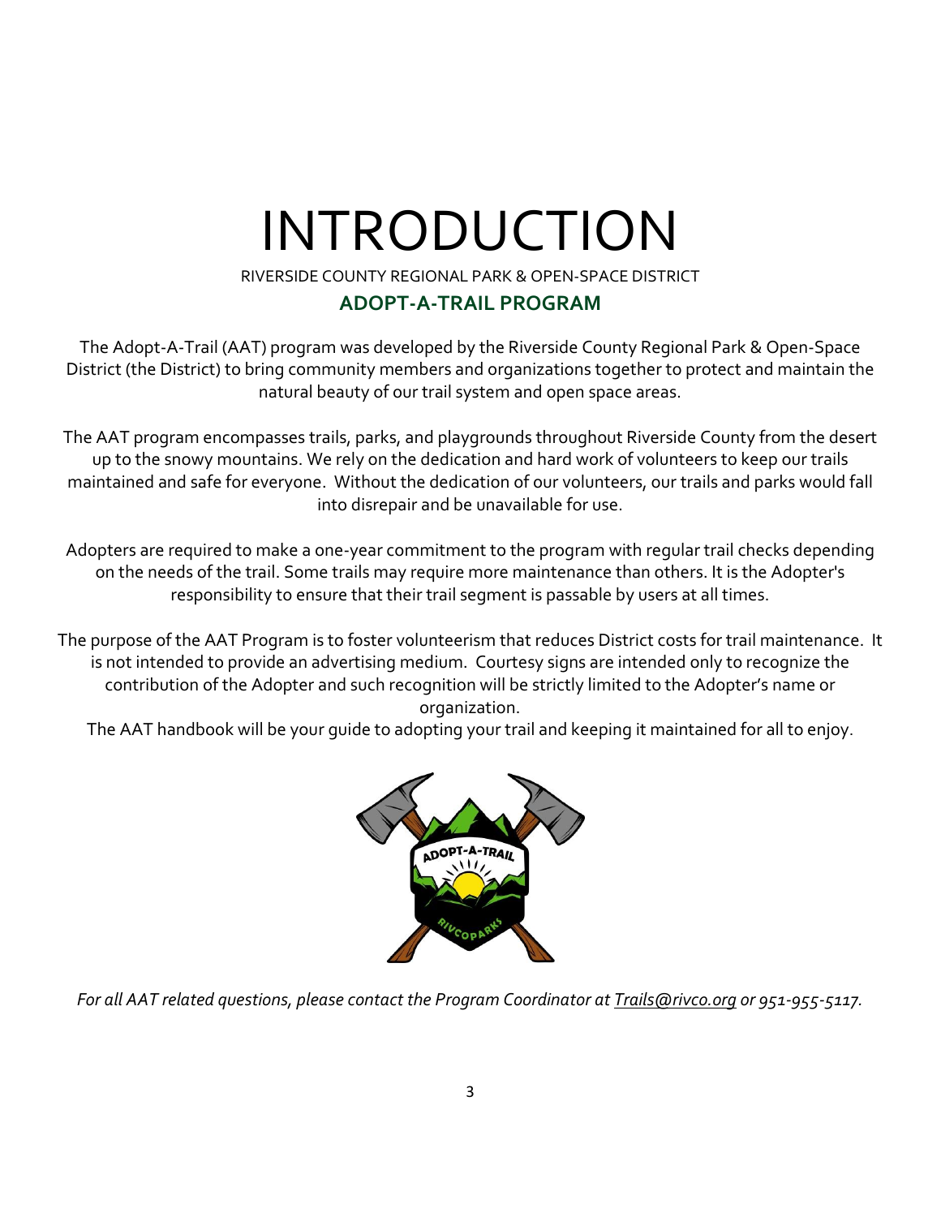# INTRODUCTION

RIVERSIDE COUNTY REGIONAL PARK & OPEN-SPACE DISTRICT

## ADOPT-A-TRAIL PROGRAM

The Adopt-A-Trail (AAT) program was developed by the Riverside County Regional Park & Open-Space District (the District) to bring community members and organizations together to protect and maintain the natural beauty of our trail system and open space areas.

The AAT program encompasses trails, parks, and playgrounds throughout Riverside County from the desert up to the snowy mountains. We rely on the dedication and hard work of volunteers to keep our trails maintained and safe for everyone. Without the dedication of our volunteers, our trails and parks would fall into disrepair and be unavailable for use.

Adopters are required to make a one-year commitment to the program with regular trail checks depending on the needs of the trail. Some trails may require more maintenance than others. It is the Adopter's responsibility to ensure that their trail segment is passable by users at all times.

The purpose of the AAT Program is to foster volunteerism that reduces District costs for trail maintenance. It is not intended to provide an advertising medium. Courtesy signs are intended only to recognize the contribution of the Adopter and such recognition will be strictly limited to the Adopter's name or organization.

The AAT handbook will be your guide to adopting your trail and keeping it maintained for all to enjoy.

*For all AAT related questions, please contact the Program Coordinator at Trails@rivco.org or 951-955-5117.*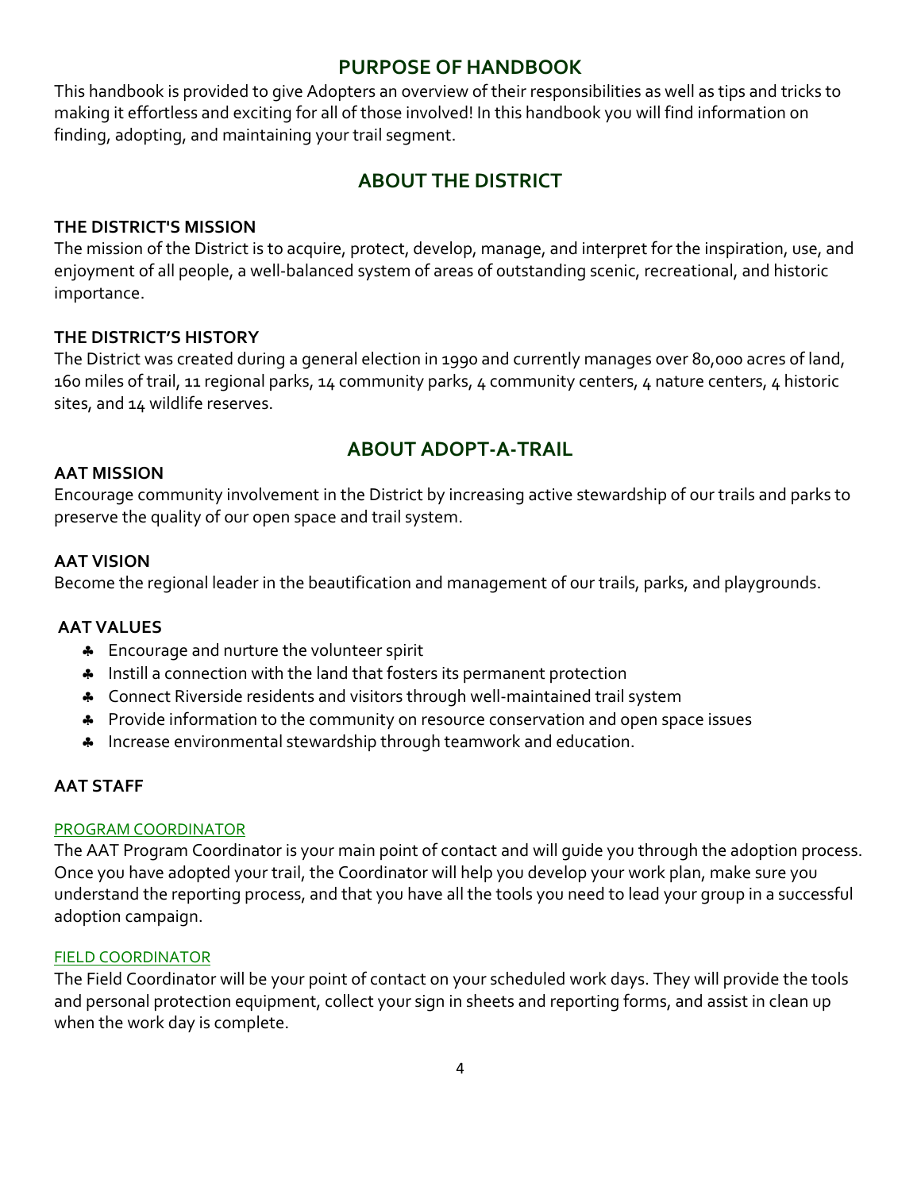## PURPOSE OF HANDBOOK

This handbook is provided to give Adopters an overview of their responsibilities as well as tips and tricks to making it effortless and exciting for all of those involved! In this handbook you will find information on finding, adopting, and maintaining your trail segment.

## ABOUT THE DISTRICT

### THE DISTRICT'S MISSION

The mission of the District is to acquire, protect, develop, manage, and interpret for the inspiration, use, and enjoyment of all people, a well-balanced system of areas of outstanding scenic, recreational, and historic importance.

### THE DISTRICT'S HISTORY

The District was created during a general election in 1990 and currently manages over 80,000 acres of land, 160 miles of trail, 11 regional parks, 14 community parks, 4 community centers, 4 nature centers, 4 historic sites, and 14 wildlife reserves.

## ABOUT ADOPT-A-TRAIL

### AAT MISSION

Encourage community involvement in the District by increasing active stewardship of our trails and parks to preserve the quality of our open space and trail system.

### AAT VISION

Become the regional leader in the beautification and management of our trails, parks, and playgrounds.

### AAT VALUES

- Encourage and nurture the volunteer spirit
- Instill a connection with the land that fosters its permanent protection
- Connect Riverside residents and visitors through well-maintained trail system
- Provide information to the community on resource conservation and open space issues
- Increase environmental stewardship through teamwork and education.

### AAT STAFF

#### PROGRAM COORDINATOR

The AAT Program Coordinator is your main point of contact and will guide you through the adoption process. Once you have adopted your trail, the Coordinator will help you develop your work plan, make sure you understand the reporting process, and that you have all the tools you need to lead your group in a successful adoption campaign.

#### FIELD COORDINATOR

The Field Coordinator will be your point of contact on your scheduled work days. They will provide the tools and personal protection equipment, collect your sign in sheets and reporting forms, and assist in clean up when the work day is complete.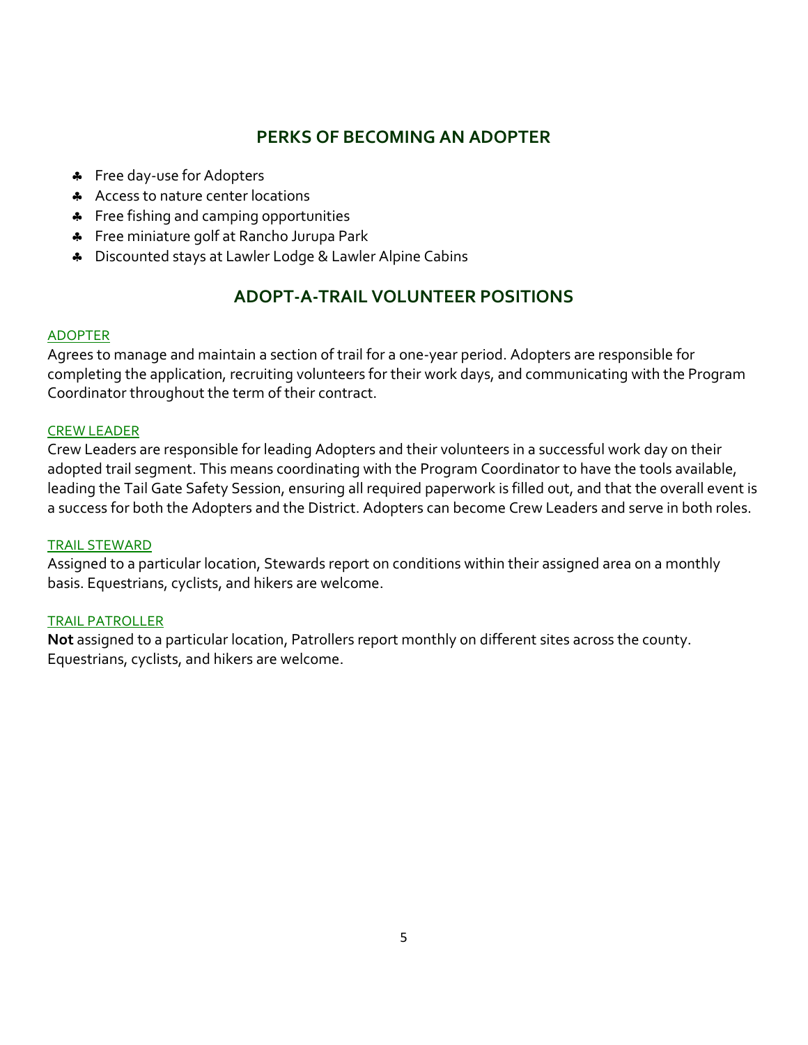## PERKS OF BECOMING AN ADOPTER

- Free day-use for Adopters
- Access to nature center locations
- Free fishing and camping opportunities
- Free miniature golf at Rancho Jurupa Park
- Discounted stays at Lawler Lodge & Lawler Alpine Cabins

## ADOPT-A-TRAIL VOLUNTEER POSITIONS

### ADOPTER

Agrees to manage and maintain a section of trail for a one-year period. Adopters are responsible for completing the application, recruiting volunteers for their work days, and communicating with the Program Coordinator throughout the term of their contract.

### CREW LEADER

Crew Leaders are responsible for leading Adopters and their volunteers in a successful work day on their adopted trail segment. This means coordinating with the Program Coordinator to have the tools available, leading the Tail Gate Safety Session, ensuring all required paperwork is filled out, and that the overall event is a success for both the Adopters and the District. Adopters can become Crew Leaders and serve in both roles.

### TRAIL STEWARD

Assigned to a particular location, Stewards report on conditions within their assigned area on a monthly basis. Equestrians, cyclists, and hikers are welcome.

### TRAIL PATROLLER

**Not** assigned to a particular location, Patrollers report monthly on different sites across the county. Equestrians, cyclists, and hikers are welcome.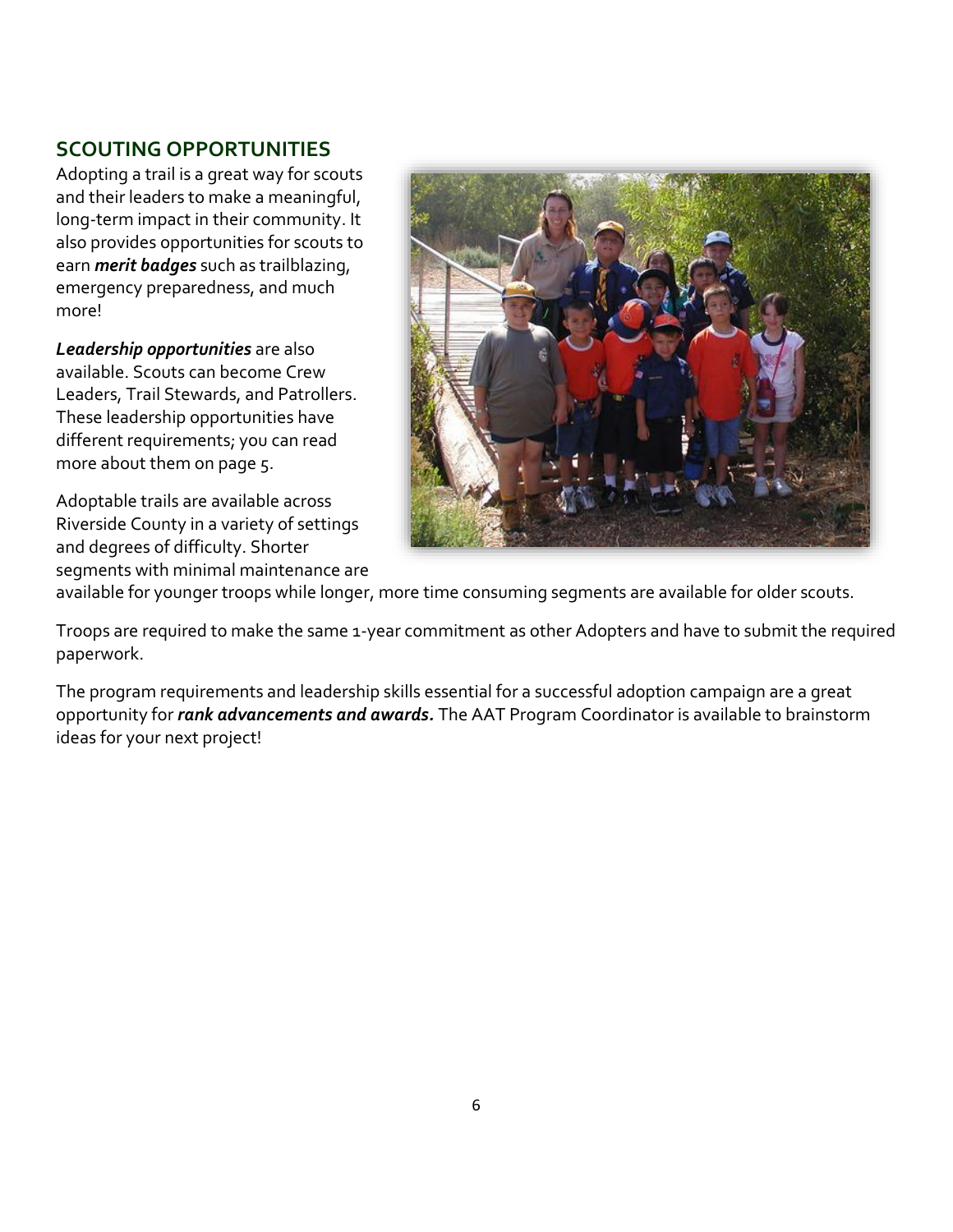## SCOUTING OPPORTUNITIES

Adopting a trail is a great way for scouts and their leaders to make a meaningful, long-term impact in their community. It also provides opportunities for scouts to earn ***merit badges*** such as trailblazing, emergency preparedness, and much more!

***Leadership opportunities*** are also available. Scouts can become Crew Leaders, Trail Stewards, and Patrollers. These leadership opportunities have different requirements; you can read more about them on page 5.

Adoptable trails are available across Riverside County in a variety of settings and degrees of difficulty. Shorter segments with minimal maintenance are available for younger troops while longer, more time consuming segments are available for older scouts.

Troops are required to make the same 1-year commitment as other Adopters and have to submit the required paperwork.

The program requirements and leadership skills essential for a successful adoption campaign are a great opportunity for ***rank advancements and awards.*** The AAT Program Coordinator is available to brainstorm ideas for your next project!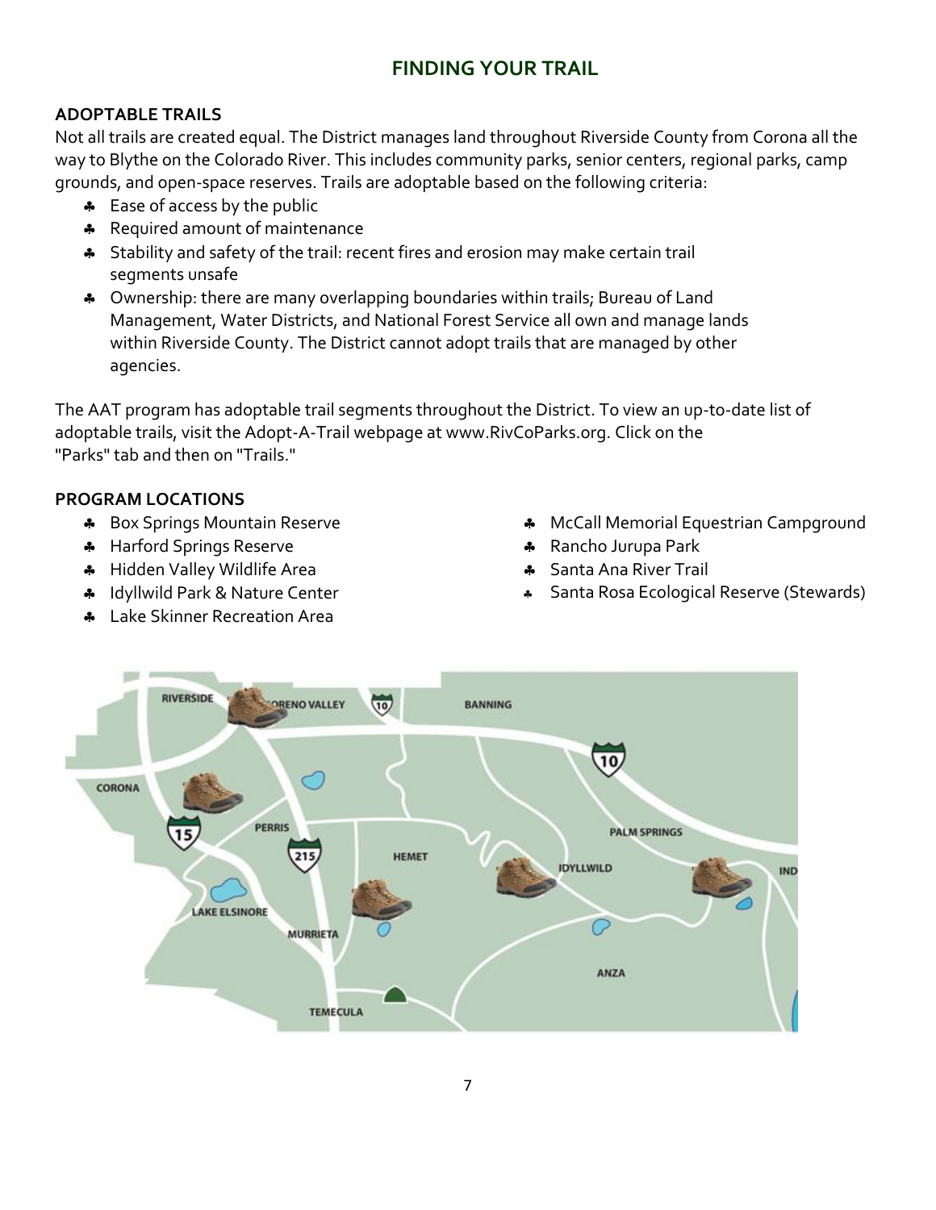# FINDING YOUR TRAIL

## ADOPTABLE TRAILS

Not all trails are created equal. The District manages land throughout Riverside County from Corona all the way to Blythe on the Colorado River. This includes community parks, senior centers, regional parks, camp grounds, and open-space reserves. Trails are adoptable based on the following criteria:

- Ease of access by the public
- Required amount of maintenance
- Stability and safety of the trail: recent fires and erosion may make certain trail segments unsafe
- Ownership: there are many overlapping boundaries within trails; Bureau of Land Management, Water Districts, and National Forest Service all own and manage lands within Riverside County. The District cannot adopt trails that are managed by other agencies.

The AAT program has adoptable trail segments throughout the District. To view an up-to-date list of adoptable trails, visit the Adopt-A-Trail webpage at www.RivCoParks.org. Click on the "Parks" tab and then on "Trails."

## PROGRAM LOCATIONS

- Box Springs Mountain Reserve
- Harford Springs Reserve
- Hidden Valley Wildlife Area
- Idyllwild Park & Nature Center
- Lake Skinner Recreation Area
- McCall Memorial Equestrian Campground
- Rancho Jurupa Park
- Santa Ana River Trail
- Santa Rosa Ecological Reserve (Stewards)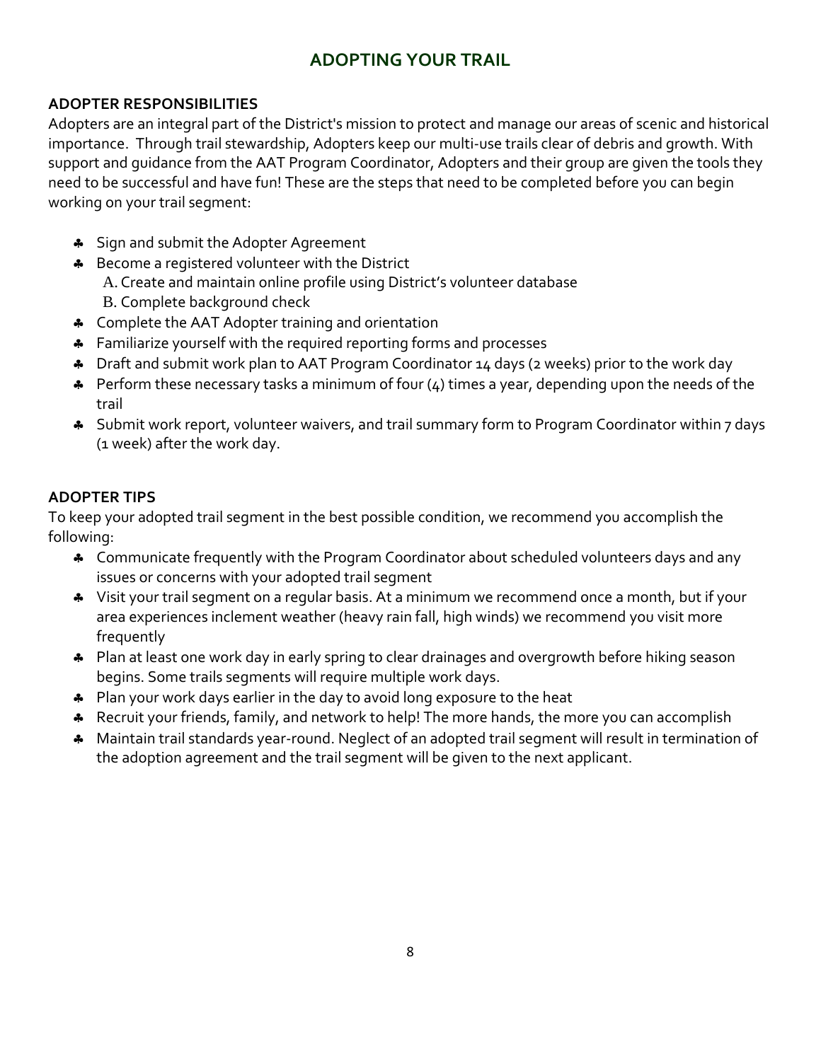# ADOPTING YOUR TRAIL

## ADOPTER RESPONSIBILITIES

Adopters are an integral part of the District's mission to protect and manage our areas of scenic and historical importance. Through trail stewardship, Adopters keep our multi-use trails clear of debris and growth. With support and guidance from the AAT Program Coordinator, Adopters and their group are given the tools they need to be successful and have fun! These are the steps that need to be completed before you can begin working on your trail segment:

- Sign and submit the Adopter Agreement
- Become a registered volunteer with the District
  - A. Create and maintain online profile using District's volunteer database
  - B. Complete background check
- Complete the AAT Adopter training and orientation
- Familiarize yourself with the required reporting forms and processes
- Draft and submit work plan to AAT Program Coordinator 14 days (2 weeks) prior to the work day
- Perform these necessary tasks a minimum of four (4) times a year, depending upon the needs of the trail
- Submit work report, volunteer waivers, and trail summary form to Program Coordinator within 7 days (1 week) after the work day.

## ADOPTER TIPS

To keep your adopted trail segment in the best possible condition, we recommend you accomplish the following:

- Communicate frequently with the Program Coordinator about scheduled volunteers days and any issues or concerns with your adopted trail segment
- Visit your trail segment on a regular basis. At a minimum we recommend once a month, but if your area experiences inclement weather (heavy rain fall, high winds) we recommend you visit more frequently
- Plan at least one work day in early spring to clear drainages and overgrowth before hiking season begins. Some trails segments will require multiple work days.
- Plan your work days earlier in the day to avoid long exposure to the heat
- Recruit your friends, family, and network to help! The more hands, the more you can accomplish
- Maintain trail standards year-round. Neglect of an adopted trail segment will result in termination of the adoption agreement and the trail segment will be given to the next applicant.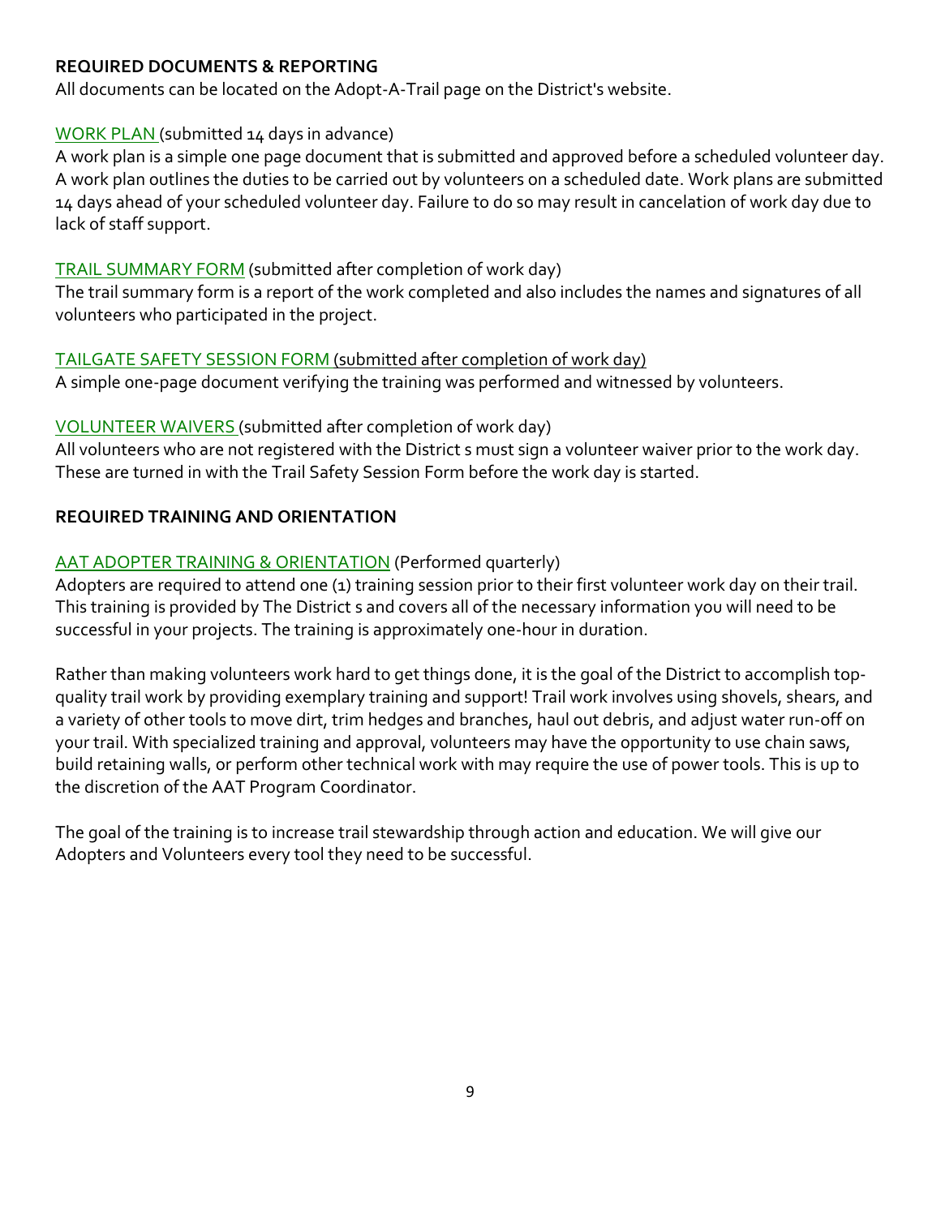**REQUIRED DOCUMENTS & REPORTING**

All documents can be located on the Adopt-A-Trail page on the District's website.

WORK PLAN (submitted 14 days in advance)

A work plan is a simple one page document that is submitted and approved before a scheduled volunteer day. A work plan outlines the duties to be carried out by volunteers on a scheduled date. Work plans are submitted 14 days ahead of your scheduled volunteer day. Failure to do so may result in cancelation of work day due to lack of staff support.

TRAIL SUMMARY FORM (submitted after completion of work day)

The trail summary form is a report of the work completed and also includes the names and signatures of all volunteers who participated in the project.

TAILGATE SAFETY SESSION FORM (submitted after completion of work day)

A simple one-page document verifying the training was performed and witnessed by volunteers.

VOLUNTEER WAIVERS (submitted after completion of work day)

All volunteers who are not registered with the District s must sign a volunteer waiver prior to the work day. These are turned in with the Trail Safety Session Form before the work day is started.

**REQUIRED TRAINING AND ORIENTATION**

AAT ADOPTER TRAINING & ORIENTATION (Performed quarterly)

Adopters are required to attend one (1) training session prior to their first volunteer work day on their trail. This training is provided by The District s and covers all of the necessary information you will need to be successful in your projects. The training is approximately one-hour in duration.

Rather than making volunteers work hard to get things done, it is the goal of the District to accomplish top-quality trail work by providing exemplary training and support! Trail work involves using shovels, shears, and a variety of other tools to move dirt, trim hedges and branches, haul out debris, and adjust water run-off on your trail. With specialized training and approval, volunteers may have the opportunity to use chain saws, build retaining walls, or perform other technical work with may require the use of power tools. This is up to the discretion of the AAT Program Coordinator.

The goal of the training is to increase trail stewardship through action and education. We will give our Adopters and Volunteers every tool they need to be successful.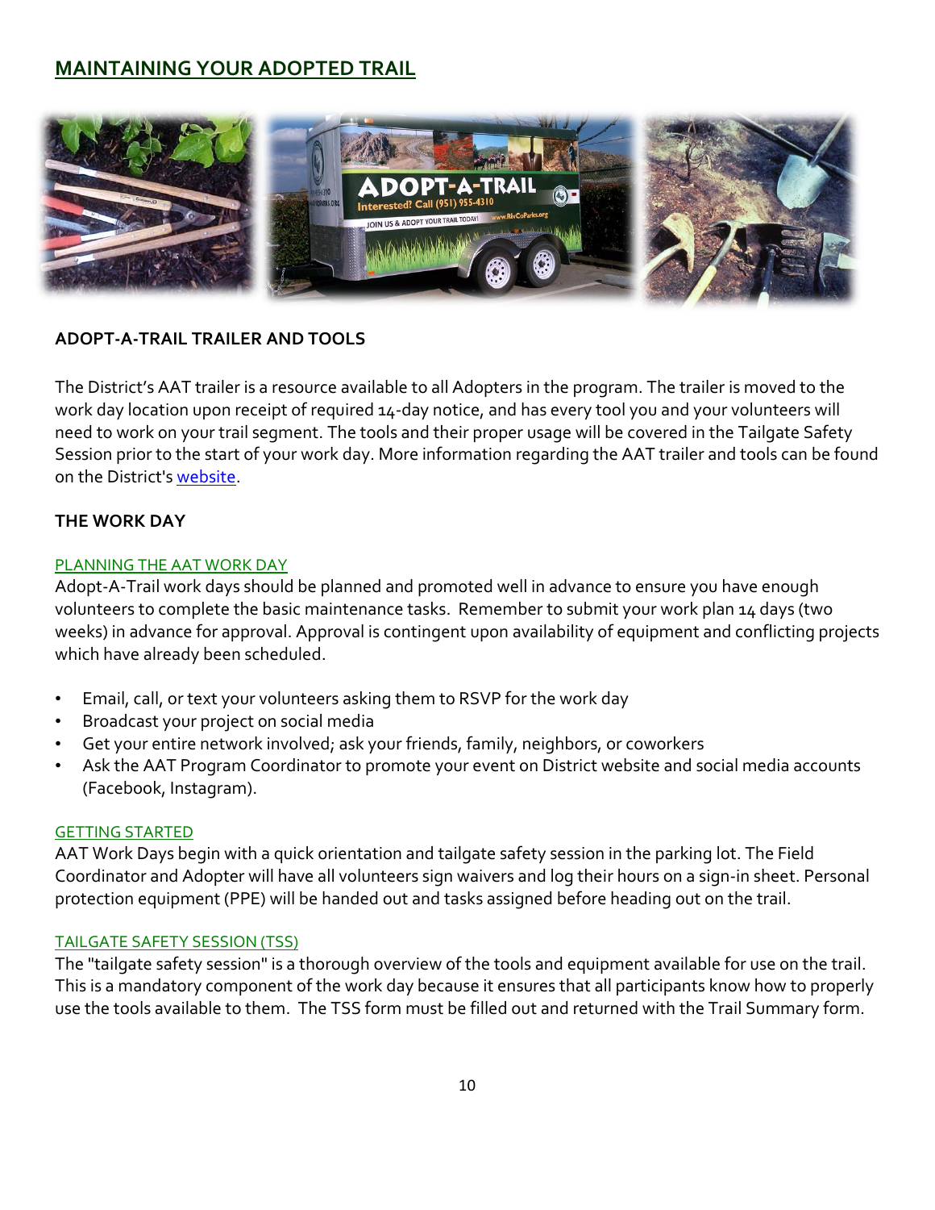## MAINTAINING YOUR ADOPTED TRAIL

### ADOPT-A-TRAIL TRAILER AND TOOLS

The District's AAT trailer is a resource available to all Adopters in the program. The trailer is moved to the work day location upon receipt of required 14-day notice, and has every tool you and your volunteers will need to work on your trail segment. The tools and their proper usage will be covered in the Tailgate Safety Session prior to the start of your work day. More information regarding the AAT trailer and tools can be found on the District's website.

### THE WORK DAY

#### PLANNING THE AAT WORK DAY

Adopt-A-Trail work days should be planned and promoted well in advance to ensure you have enough volunteers to complete the basic maintenance tasks. Remember to submit your work plan 14 days (two weeks) in advance for approval. Approval is contingent upon availability of equipment and conflicting projects which have already been scheduled.

- Email, call, or text your volunteers asking them to RSVP for the work day
- Broadcast your project on social media
- Get your entire network involved; ask your friends, family, neighbors, or coworkers
- Ask the AAT Program Coordinator to promote your event on District website and social media accounts (Facebook, Instagram).

#### GETTING STARTED

AAT Work Days begin with a quick orientation and tailgate safety session in the parking lot. The Field Coordinator and Adopter will have all volunteers sign waivers and log their hours on a sign-in sheet. Personal protection equipment (PPE) will be handed out and tasks assigned before heading out on the trail.

#### TAILGATE SAFETY SESSION (TSS)

The "tailgate safety session" is a thorough overview of the tools and equipment available for use on the trail. This is a mandatory component of the work day because it ensures that all participants know how to properly use the tools available to them. The TSS form must be filled out and returned with the Trail Summary form.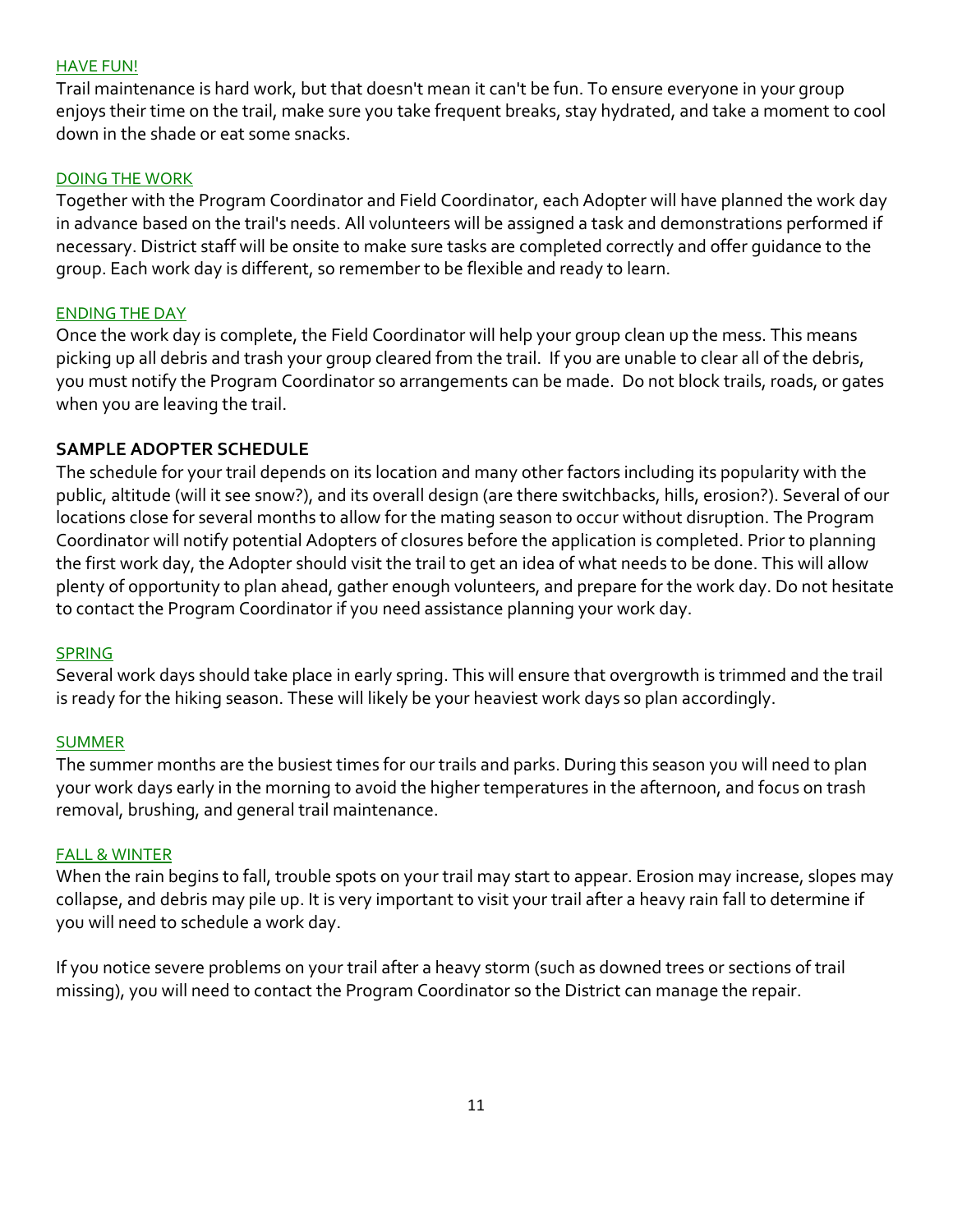### HAVE FUN!

Trail maintenance is hard work, but that doesn't mean it can't be fun. To ensure everyone in your group enjoys their time on the trail, make sure you take frequent breaks, stay hydrated, and take a moment to cool down in the shade or eat some snacks.

### DOING THE WORK

Together with the Program Coordinator and Field Coordinator, each Adopter will have planned the work day in advance based on the trail's needs. All volunteers will be assigned a task and demonstrations performed if necessary. District staff will be onsite to make sure tasks are completed correctly and offer guidance to the group. Each work day is different, so remember to be flexible and ready to learn.

### ENDING THE DAY

Once the work day is complete, the Field Coordinator will help your group clean up the mess. This means picking up all debris and trash your group cleared from the trail. If you are unable to clear all of the debris, you must notify the Program Coordinator so arrangements can be made. Do not block trails, roads, or gates when you are leaving the trail.

## SAMPLE ADOPTER SCHEDULE

The schedule for your trail depends on its location and many other factors including its popularity with the public, altitude (will it see snow?), and its overall design (are there switchbacks, hills, erosion?). Several of our locations close for several months to allow for the mating season to occur without disruption. The Program Coordinator will notify potential Adopters of closures before the application is completed. Prior to planning the first work day, the Adopter should visit the trail to get an idea of what needs to be done. This will allow plenty of opportunity to plan ahead, gather enough volunteers, and prepare for the work day. Do not hesitate to contact the Program Coordinator if you need assistance planning your work day.

### SPRING

Several work days should take place in early spring. This will ensure that overgrowth is trimmed and the trail is ready for the hiking season. These will likely be your heaviest work days so plan accordingly.

### SUMMER

The summer months are the busiest times for our trails and parks. During this season you will need to plan your work days early in the morning to avoid the higher temperatures in the afternoon, and focus on trash removal, brushing, and general trail maintenance.

### FALL & WINTER

When the rain begins to fall, trouble spots on your trail may start to appear. Erosion may increase, slopes may collapse, and debris may pile up. It is very important to visit your trail after a heavy rain fall to determine if you will need to schedule a work day.

If you notice severe problems on your trail after a heavy storm (such as downed trees or sections of trail missing), you will need to contact the Program Coordinator so the District can manage the repair.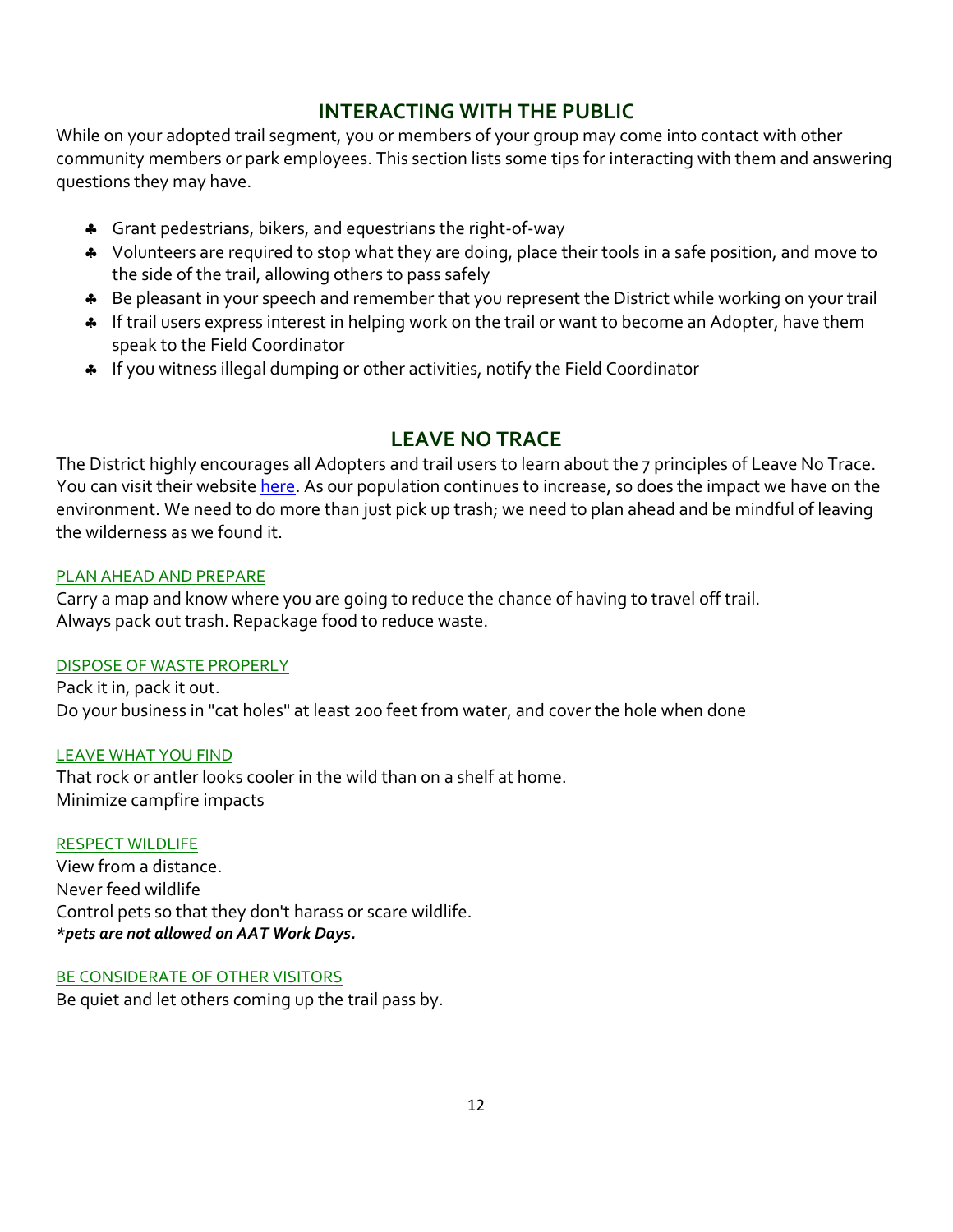## INTERACTING WITH THE PUBLIC

While on your adopted trail segment, you or members of your group may come into contact with other community members or park employees. This section lists some tips for interacting with them and answering questions they may have.

- Grant pedestrians, bikers, and equestrians the right-of-way
- Volunteers are required to stop what they are doing, place their tools in a safe position, and move to the side of the trail, allowing others to pass safely
- Be pleasant in your speech and remember that you represent the District while working on your trail
- If trail users express interest in helping work on the trail or want to become an Adopter, have them speak to the Field Coordinator
- If you witness illegal dumping or other activities, notify the Field Coordinator

## LEAVE NO TRACE

The District highly encourages all Adopters and trail users to learn about the 7 principles of Leave No Trace. You can visit their website here. As our population continues to increase, so does the impact we have on the environment. We need to do more than just pick up trash; we need to plan ahead and be mindful of leaving the wilderness as we found it.

### PLAN AHEAD AND PREPARE

Carry a map and know where you are going to reduce the chance of having to travel off trail.
Always pack out trash. Repackage food to reduce waste.

### DISPOSE OF WASTE PROPERLY

Pack it in, pack it out.
Do your business in "cat holes" at least 200 feet from water, and cover the hole when done

### LEAVE WHAT YOU FIND

That rock or antler looks cooler in the wild than on a shelf at home.
Minimize campfire impacts

### RESPECT WILDLIFE

View from a distance.
Never feed wildlife
Control pets so that they don't harass or scare wildlife.
***pets are not allowed on AAT Work Days.***

### BE CONSIDERATE OF OTHER VISITORS

Be quiet and let others coming up the trail pass by.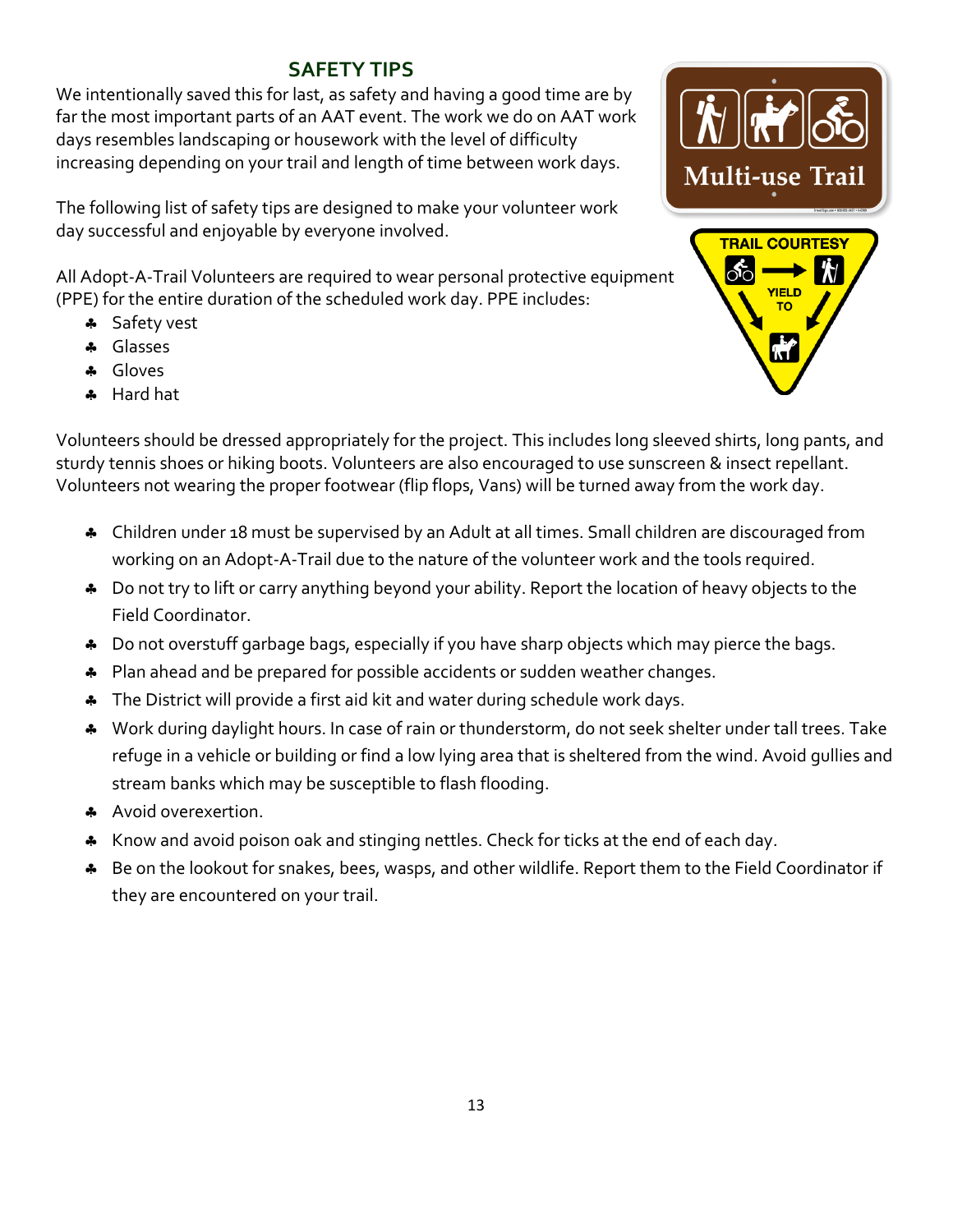## SAFETY TIPS

We intentionally saved this for last, as safety and having a good time are by far the most important parts of an AAT event. The work we do on AAT work days resembles landscaping or housework with the level of difficulty increasing depending on your trail and length of time between work days.

The following list of safety tips are designed to make your volunteer work day successful and enjoyable by everyone involved.

All Adopt-A-Trail Volunteers are required to wear personal protective equipment (PPE) for the entire duration of the scheduled work day. PPE includes:

- Safety vest
- Glasses
- Gloves
- Hard hat

Volunteers should be dressed appropriately for the project. This includes long sleeved shirts, long pants, and sturdy tennis shoes or hiking boots. Volunteers are also encouraged to use sunscreen & insect repellant. Volunteers not wearing the proper footwear (flip flops, Vans) will be turned away from the work day.

- Children under 18 must be supervised by an Adult at all times. Small children are discouraged from working on an Adopt-A-Trail due to the nature of the volunteer work and the tools required.
- Do not try to lift or carry anything beyond your ability. Report the location of heavy objects to the Field Coordinator.
- Do not overstuff garbage bags, especially if you have sharp objects which may pierce the bags.
- Plan ahead and be prepared for possible accidents or sudden weather changes.
- The District will provide a first aid kit and water during schedule work days.
- Work during daylight hours. In case of rain or thunderstorm, do not seek shelter under tall trees. Take refuge in a vehicle or building or find a low lying area that is sheltered from the wind. Avoid gullies and stream banks which may be susceptible to flash flooding.
- Avoid overexertion.
- Know and avoid poison oak and stinging nettles. Check for ticks at the end of each day.
- Be on the lookout for snakes, bees, wasps, and other wildlife. Report them to the Field Coordinator if they are encountered on your trail.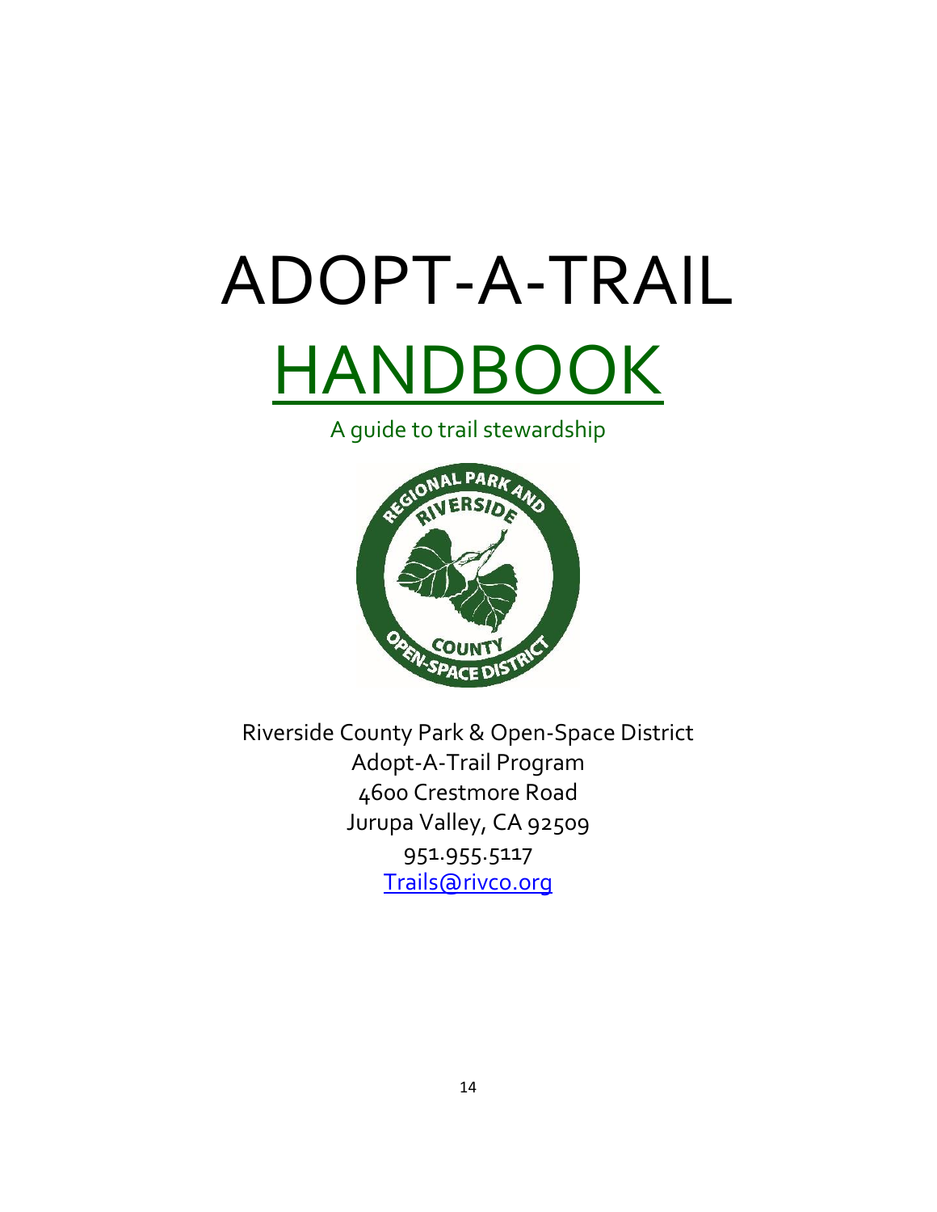# ADOPT-A-TRAIL

# HANDBOOK

A guide to trail stewardship

Riverside County Park & Open-Space District
Adopt-A-Trail Program
4600 Crestmore Road
Jurupa Valley, CA 92509
951.955.5117
Trails@rivco.org